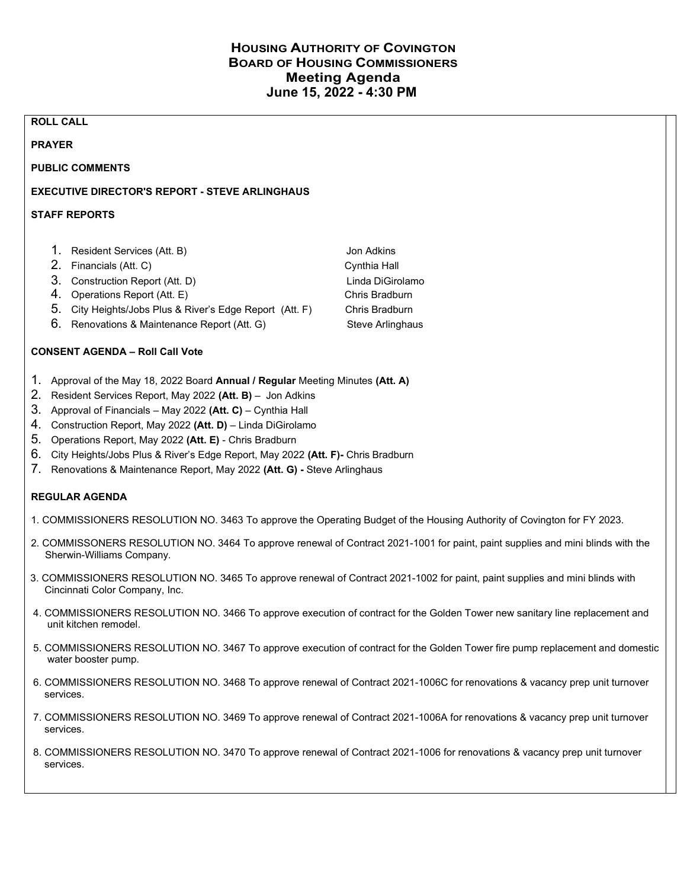# HOUSING AUTHORITY OF COVINGTON
# BOARD OF HOUSING COMMISSIONERS
# Meeting Agenda
# June 15, 2022 - 4:30 PM

**ROLL CALL**

**PRAYER**

**PUBLIC COMMENTS**

**EXECUTIVE DIRECTOR'S REPORT - STEVE ARLINGHAUS**

**STAFF REPORTS**

1. Resident Services (Att. B) — Jon Adkins
2. Financials (Att. C) — Cynthia Hall
3. Construction Report (Att. D) — Linda DiGirolamo
4. Operations Report (Att. E) — Chris Bradburn
5. City Heights/Jobs Plus & River's Edge Report (Att. F) — Chris Bradburn
6. Renovations & Maintenance Report (Att. G) — Steve Arlinghaus

**CONSENT AGENDA – Roll Call Vote**

1. Approval of the May 18, 2022 Board **Annual / Regular** Meeting Minutes **(Att. A)**
2. Resident Services Report, May 2022 **(Att. B)** – Jon Adkins
3. Approval of Financials – May 2022 **(Att. C)** – Cynthia Hall
4. Construction Report, May 2022 **(Att. D)** – Linda DiGirolamo
5. Operations Report, May 2022 **(Att. E)** - Chris Bradburn
6. City Heights/Jobs Plus & River's Edge Report, May 2022 **(Att. F)-** Chris Bradburn
7. Renovations & Maintenance Report, May 2022 **(Att. G) -** Steve Arlinghaus

**REGULAR AGENDA**

1. COMMISSIONERS RESOLUTION NO. 3463 To approve the Operating Budget of the Housing Authority of Covington for FY 2023.
2. COMMISSONERS RESOLUTION NO. 3464 To approve renewal of Contract 2021-1001 for paint, paint supplies and mini blinds with the Sherwin-Williams Company.
3. COMMISSIONERS RESOLUTION NO. 3465 To approve renewal of Contract 2021-1002 for paint, paint supplies and mini blinds with Cincinnati Color Company, Inc.
4. COMMISSIONERS RESOLUTION NO. 3466 To approve execution of contract for the Golden Tower new sanitary line replacement and unit kitchen remodel.
5. COMMISSIONERS RESOLUTION NO. 3467 To approve execution of contract for the Golden Tower fire pump replacement and domestic water booster pump.
6. COMMISSIONERS RESOLUTION NO. 3468 To approve renewal of Contract 2021-1006C for renovations & vacancy prep unit turnover services.
7. COMMISSIONERS RESOLUTION NO. 3469 To approve renewal of Contract 2021-1006A for renovations & vacancy prep unit turnover services.
8. COMMISSIONERS RESOLUTION NO. 3470 To approve renewal of Contract 2021-1006 for renovations & vacancy prep unit turnover services.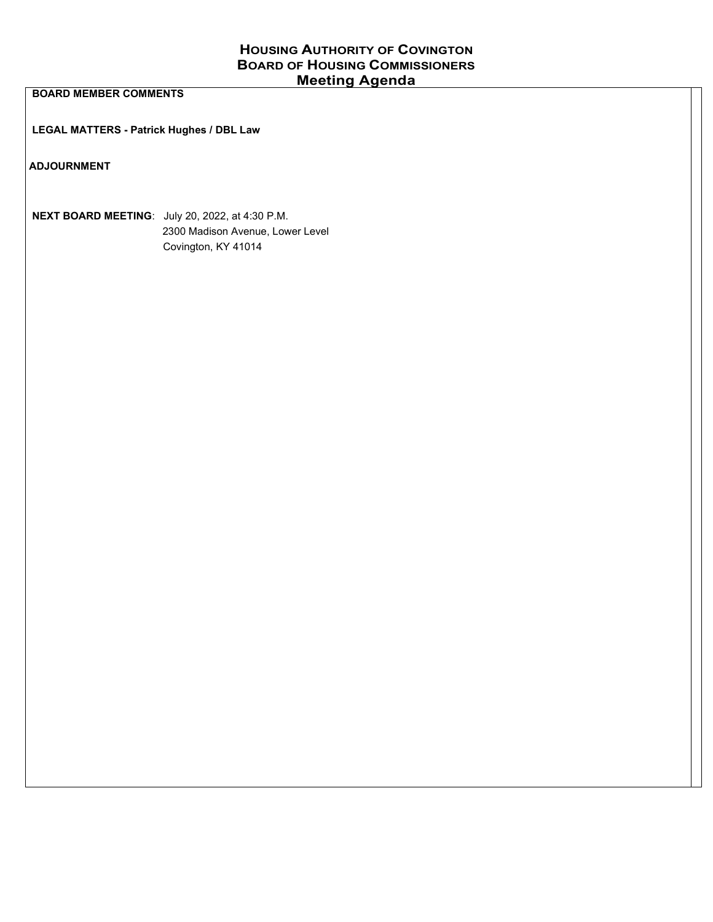# HOUSING AUTHORITY OF COVINGTON
## BOARD OF HOUSING COMMISSIONERS
## Meeting Agenda

**BOARD MEMBER COMMENTS**

**LEGAL MATTERS - Patrick Hughes / DBL Law**

**ADJOURNMENT**

**NEXT BOARD MEETING**: July 20, 2022, at 4:30 P.M.
2300 Madison Avenue, Lower Level
Covington, KY 41014